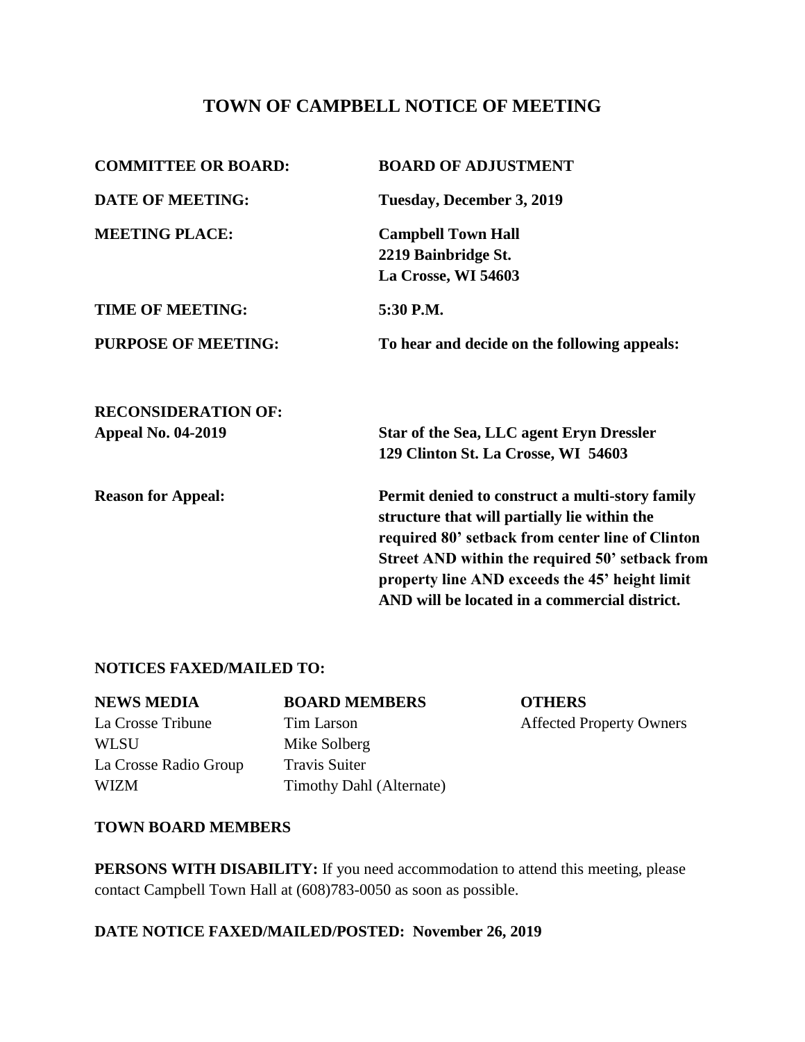# TOWN OF CAMPBELL NOTICE OF MEETING

| | |
|---|---|
| **COMMITTEE OR BOARD:** | **BOARD OF ADJUSTMENT** |
| **DATE OF MEETING:** | **Tuesday, December 3, 2019** |
| **MEETING PLACE:** | **Campbell Town Hall**<br>**2219 Bainbridge St.**<br>**La Crosse, WI 54603** |
| **TIME OF MEETING:** | **5:30 P.M.** |
| **PURPOSE OF MEETING:** | **To hear and decide on the following appeals:** |

**RECONSIDERATION OF:**

| | |
|---|---|
| **Appeal No. 04-2019** | **Star of the Sea, LLC agent Eryn Dressler**<br>**129 Clinton St. La Crosse, WI 54603** |
| **Reason for Appeal:** | **Permit denied to construct a multi-story family structure that will partially lie within the required 80' setback from center line of Clinton Street AND within the required 50' setback from property line AND exceeds the 45' height limit AND will be located in a commercial district.** |

**NOTICES FAXED/MAILED TO:**

| **NEWS MEDIA** | **BOARD MEMBERS** | **OTHERS** |
|---|---|---|
| La Crosse Tribune | Tim Larson | Affected Property Owners |
| WLSU | Mike Solberg | |
| La Crosse Radio Group | Travis Suiter | |
| WIZM | Timothy Dahl (Alternate) | |

**TOWN BOARD MEMBERS**

**PERSONS WITH DISABILITY:** If you need accommodation to attend this meeting, please contact Campbell Town Hall at (608)783-0050 as soon as possible.

**DATE NOTICE FAXED/MAILED/POSTED: November 26, 2019**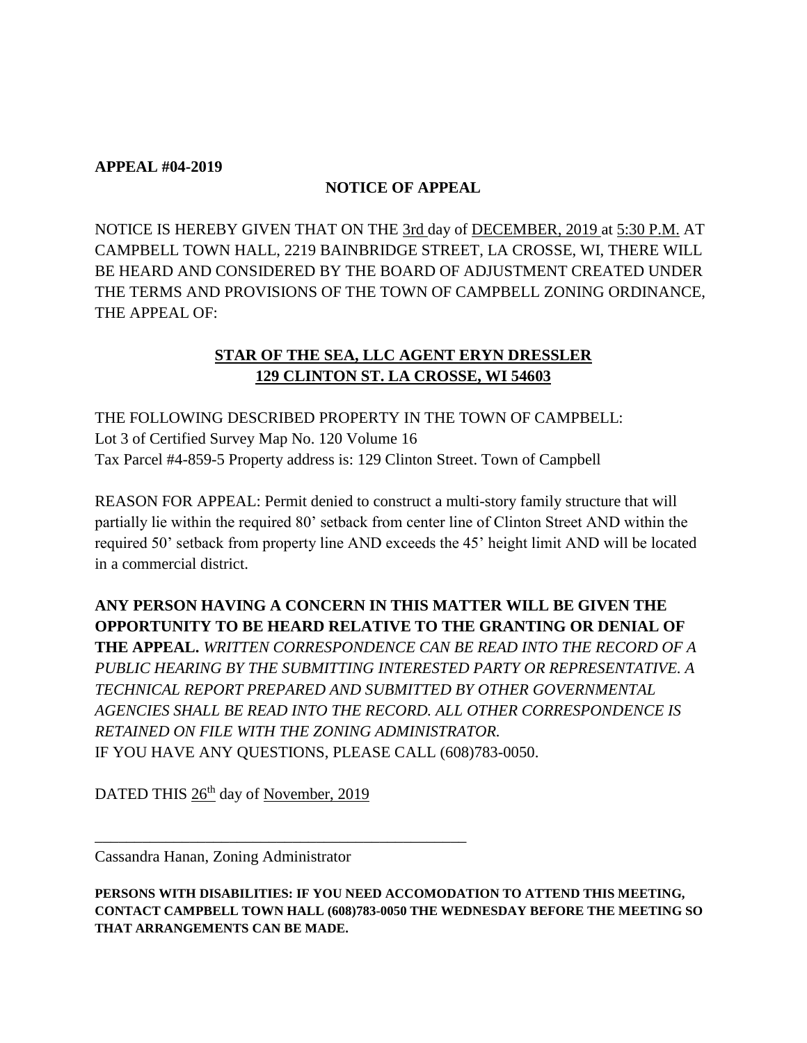**APPEAL #04-2019**

**NOTICE OF APPEAL**

NOTICE IS HEREBY GIVEN THAT ON THE 3rd day of DECEMBER, 2019 at 5:30 P.M. AT CAMPBELL TOWN HALL, 2219 BAINBRIDGE STREET, LA CROSSE, WI, THERE WILL BE HEARD AND CONSIDERED BY THE BOARD OF ADJUSTMENT CREATED UNDER THE TERMS AND PROVISIONS OF THE TOWN OF CAMPBELL ZONING ORDINANCE, THE APPEAL OF:

**STAR OF THE SEA, LLC AGENT ERYN DRESSLER**
**129 CLINTON ST. LA CROSSE, WI 54603**

THE FOLLOWING DESCRIBED PROPERTY IN THE TOWN OF CAMPBELL:
Lot 3 of Certified Survey Map No. 120 Volume 16
Tax Parcel #4-859-5 Property address is: 129 Clinton Street. Town of Campbell

REASON FOR APPEAL: Permit denied to construct a multi-story family structure that will partially lie within the required 80' setback from center line of Clinton Street AND within the required 50' setback from property line AND exceeds the 45' height limit AND will be located in a commercial district.

**ANY PERSON HAVING A CONCERN IN THIS MATTER WILL BE GIVEN THE OPPORTUNITY TO BE HEARD RELATIVE TO THE GRANTING OR DENIAL OF THE APPEAL.** *WRITTEN CORRESPONDENCE CAN BE READ INTO THE RECORD OF A PUBLIC HEARING BY THE SUBMITTING INTERESTED PARTY OR REPRESENTATIVE. A TECHNICAL REPORT PREPARED AND SUBMITTED BY OTHER GOVERNMENTAL AGENCIES SHALL BE READ INTO THE RECORD. ALL OTHER CORRESPONDENCE IS RETAINED ON FILE WITH THE ZONING ADMINISTRATOR.*
IF YOU HAVE ANY QUESTIONS, PLEASE CALL (608)783-0050.

DATED THIS 26th day of November, 2019

\_\_\_\_\_\_\_\_\_\_\_\_\_\_\_\_\_\_\_\_\_\_\_\_\_\_\_\_\_\_\_\_\_\_\_\_\_\_\_\_\_\_\_\_\_\_
Cassandra Hanan, Zoning Administrator

**PERSONS WITH DISABILITIES: IF YOU NEED ACCOMODATION TO ATTEND THIS MEETING, CONTACT CAMPBELL TOWN HALL (608)783-0050 THE WEDNESDAY BEFORE THE MEETING SO THAT ARRANGEMENTS CAN BE MADE.**